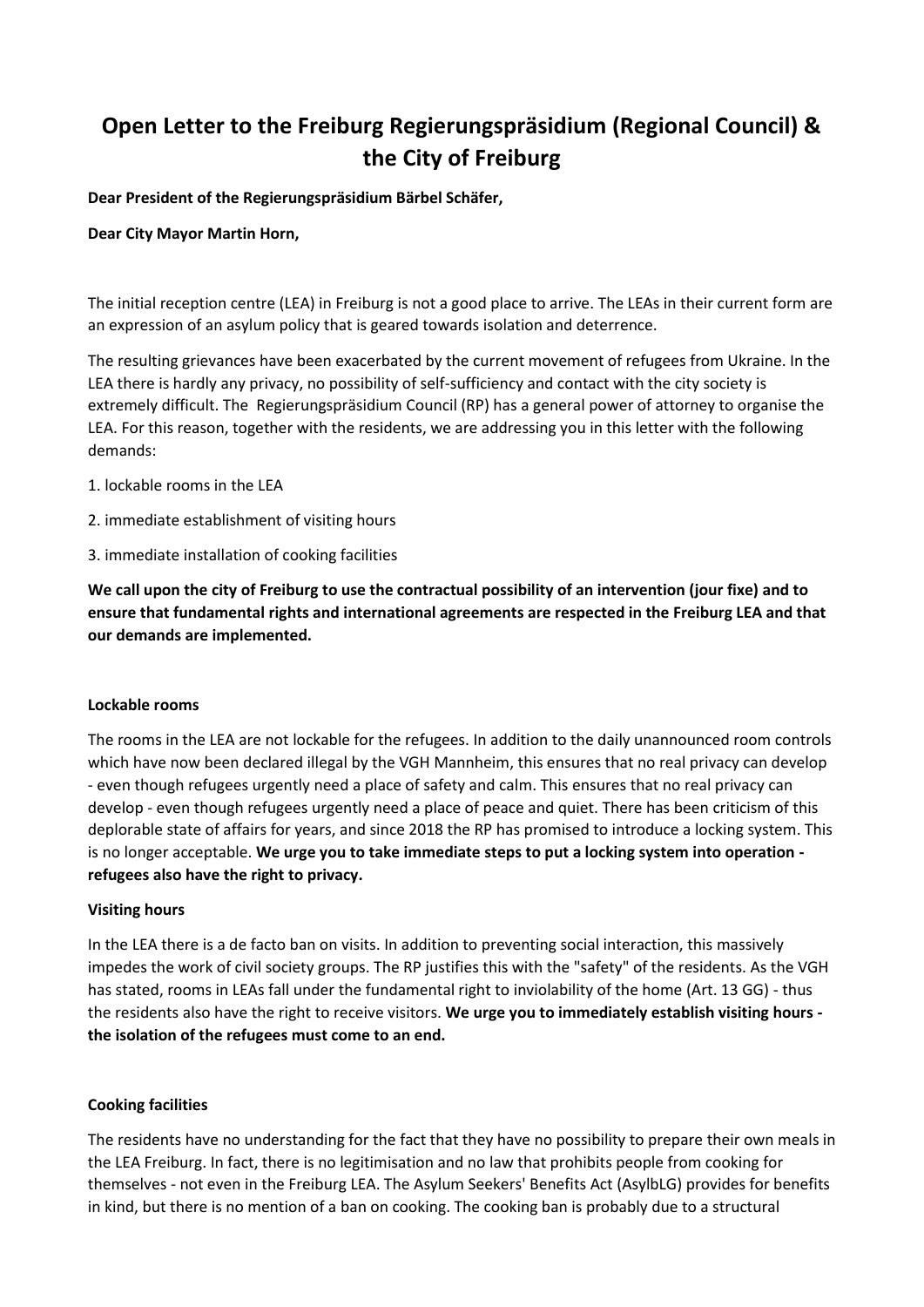# Open Letter to the Freiburg Regierungspräsidium (Regional Council) & the City of Freiburg

**Dear President of the Regierungspräsidium Bärbel Schäfer,**

**Dear City Mayor Martin Horn,**

The initial reception centre (LEA) in Freiburg is not a good place to arrive. The LEAs in their current form are an expression of an asylum policy that is geared towards isolation and deterrence.

The resulting grievances have been exacerbated by the current movement of refugees from Ukraine. In the LEA there is hardly any privacy, no possibility of self-sufficiency and contact with the city society is extremely difficult. The Regierungspräsidium Council (RP) has a general power of attorney to organise the LEA. For this reason, together with the residents, we are addressing you in this letter with the following demands:

1. lockable rooms in the LEA
2. immediate establishment of visiting hours
3. immediate installation of cooking facilities

**We call upon the city of Freiburg to use the contractual possibility of an intervention (jour fixe) and to ensure that fundamental rights and international agreements are respected in the Freiburg LEA and that our demands are implemented.**

**Lockable rooms**

The rooms in the LEA are not lockable for the refugees. In addition to the daily unannounced room controls which have now been declared illegal by the VGH Mannheim, this ensures that no real privacy can develop - even though refugees urgently need a place of safety and calm. This ensures that no real privacy can develop - even though refugees urgently need a place of peace and quiet. There has been criticism of this deplorable state of affairs for years, and since 2018 the RP has promised to introduce a locking system. This is no longer acceptable. **We urge you to take immediate steps to put a locking system into operation - refugees also have the right to privacy.**

**Visiting hours**

In the LEA there is a de facto ban on visits. In addition to preventing social interaction, this massively impedes the work of civil society groups. The RP justifies this with the "safety" of the residents. As the VGH has stated, rooms in LEAs fall under the fundamental right to inviolability of the home (Art. 13 GG) - thus the residents also have the right to receive visitors. **We urge you to immediately establish visiting hours - the isolation of the refugees must come to an end.**

**Cooking facilities**

The residents have no understanding for the fact that they have no possibility to prepare their own meals in the LEA Freiburg. In fact, there is no legitimisation and no law that prohibits people from cooking for themselves - not even in the Freiburg LEA. The Asylum Seekers' Benefits Act (AsylbLG) provides for benefits in kind, but there is no mention of a ban on cooking. The cooking ban is probably due to a structural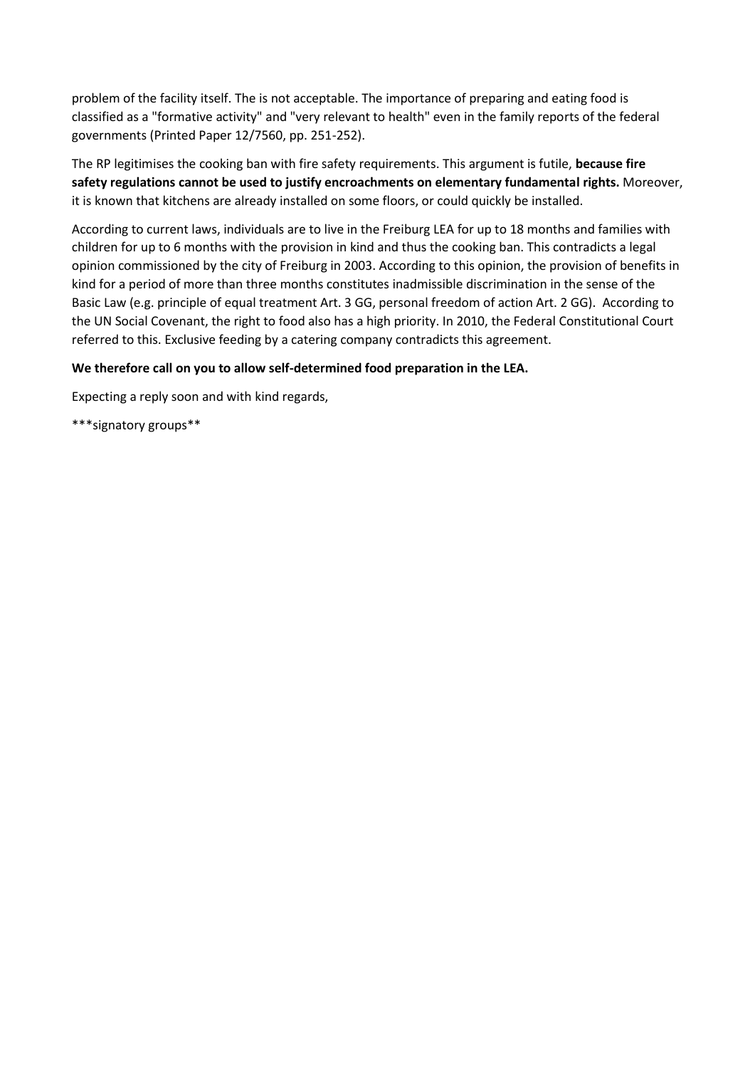problem of the facility itself. The is not acceptable. The importance of preparing and eating food is classified as a "formative activity" and "very relevant to health" even in the family reports of the federal governments (Printed Paper 12/7560, pp. 251-252).

The RP legitimises the cooking ban with fire safety requirements. This argument is futile, **because fire safety regulations cannot be used to justify encroachments on elementary fundamental rights.** Moreover, it is known that kitchens are already installed on some floors, or could quickly be installed.

According to current laws, individuals are to live in the Freiburg LEA for up to 18 months and families with children for up to 6 months with the provision in kind and thus the cooking ban. This contradicts a legal opinion commissioned by the city of Freiburg in 2003. According to this opinion, the provision of benefits in kind for a period of more than three months constitutes inadmissible discrimination in the sense of the Basic Law (e.g. principle of equal treatment Art. 3 GG, personal freedom of action Art. 2 GG). According to the UN Social Covenant, the right to food also has a high priority. In 2010, the Federal Constitutional Court referred to this. Exclusive feeding by a catering company contradicts this agreement.

**We therefore call on you to allow self-determined food preparation in the LEA.**

Expecting a reply soon and with kind regards,

***signatory groups**